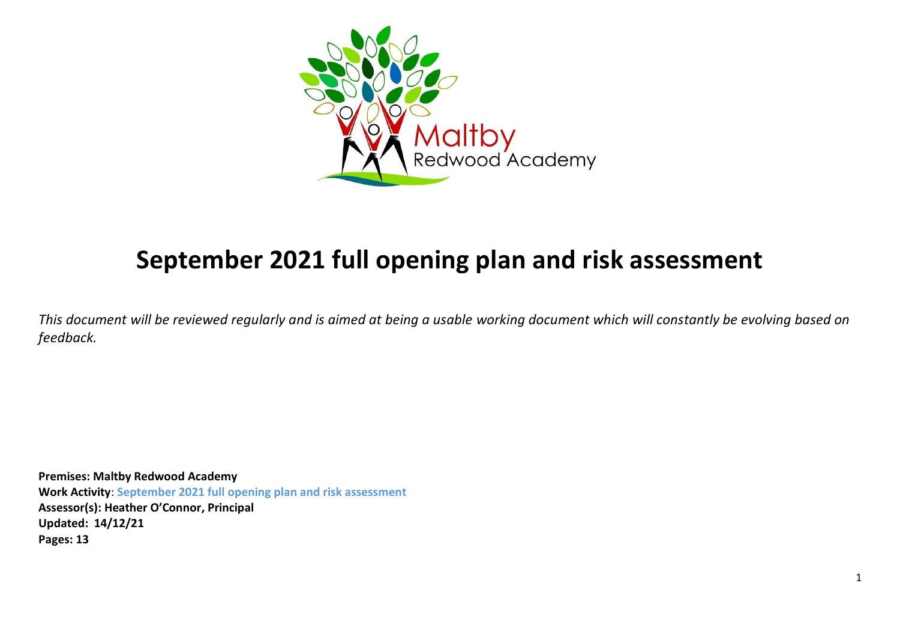Maltby Redwood Academy

# September 2021 full opening plan and risk assessment

*This document will be reviewed regularly and is aimed at being a usable working document which will constantly be evolving based on feedback.*

**Premises: Maltby Redwood Academy**
**Work Activity**: **September 2021 full opening plan and risk assessment**
**Assessor(s): Heather O'Connor, Principal**
**Updated: 14/12/21**
**Pages: 13**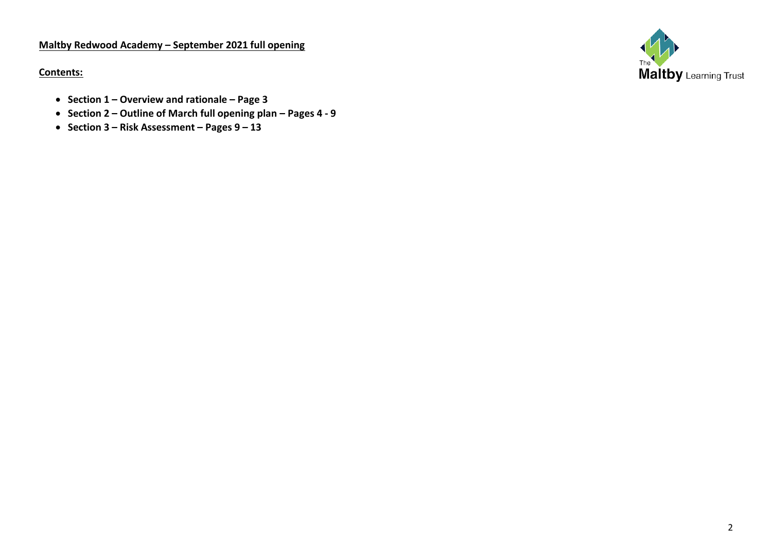**Maltby Redwood Academy – September 2021 full opening**

**Contents:**

- **Section 1 – Overview and rationale – Page 3**
- **Section 2 – Outline of March full opening plan – Pages 4 - 9**
- **Section 3 – Risk Assessment – Pages 9 – 13**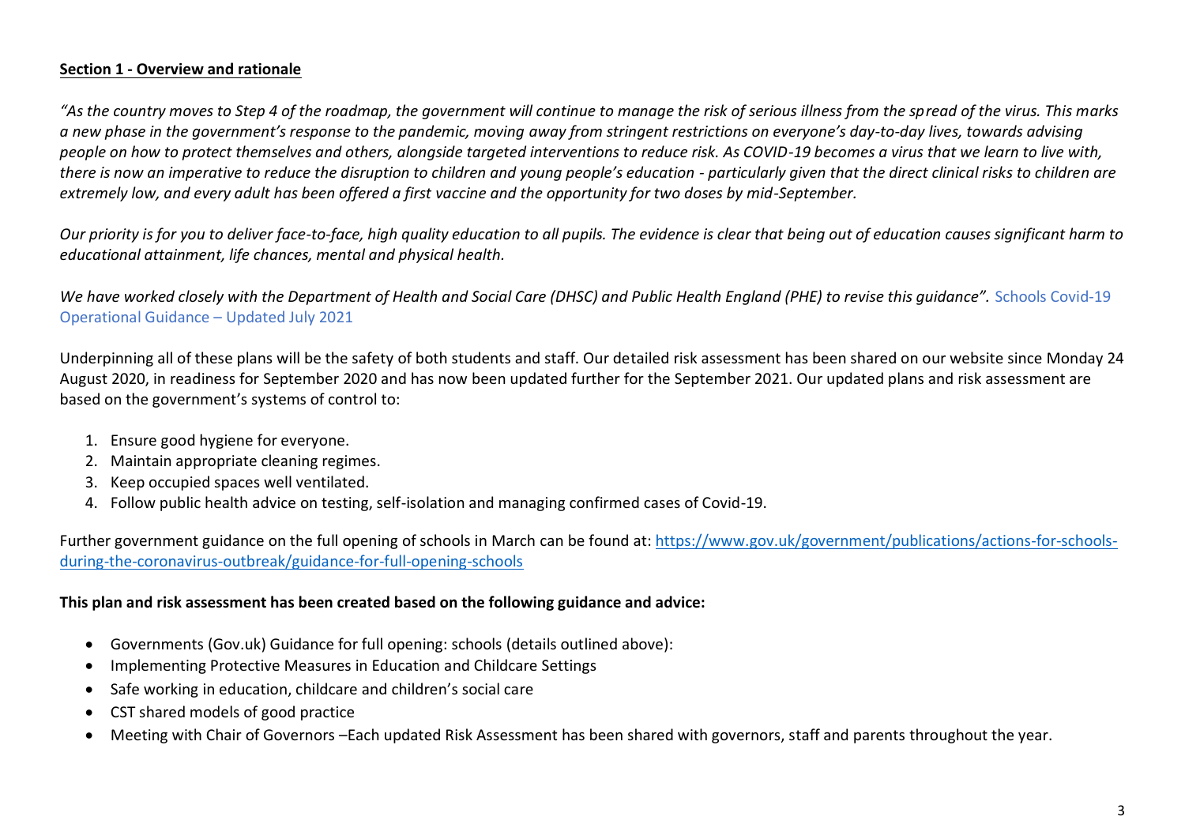**Section 1 - Overview and rationale**

*"As the country moves to Step 4 of the roadmap, the government will continue to manage the risk of serious illness from the spread of the virus. This marks a new phase in the government's response to the pandemic, moving away from stringent restrictions on everyone's day-to-day lives, towards advising people on how to protect themselves and others, alongside targeted interventions to reduce risk. As COVID-19 becomes a virus that we learn to live with, there is now an imperative to reduce the disruption to children and young people's education - particularly given that the direct clinical risks to children are extremely low, and every adult has been offered a first vaccine and the opportunity for two doses by mid-September.*

*Our priority is for you to deliver face-to-face, high quality education to all pupils. The evidence is clear that being out of education causes significant harm to educational attainment, life chances, mental and physical health.*

*We have worked closely with the Department of Health and Social Care (DHSC) and Public Health England (PHE) to revise this guidance".* Schools Covid-19 Operational Guidance – Updated July 2021

Underpinning all of these plans will be the safety of both students and staff. Our detailed risk assessment has been shared on our website since Monday 24 August 2020, in readiness for September 2020 and has now been updated further for the September 2021. Our updated plans and risk assessment are based on the government's systems of control to:

1. Ensure good hygiene for everyone.
2. Maintain appropriate cleaning regimes.
3. Keep occupied spaces well ventilated.
4. Follow public health advice on testing, self-isolation and managing confirmed cases of Covid-19.

Further government guidance on the full opening of schools in March can be found at: https://www.gov.uk/government/publications/actions-for-schools-during-the-coronavirus-outbreak/guidance-for-full-opening-schools

**This plan and risk assessment has been created based on the following guidance and advice:**

- Governments (Gov.uk) Guidance for full opening: schools (details outlined above):
- Implementing Protective Measures in Education and Childcare Settings
- Safe working in education, childcare and children's social care
- CST shared models of good practice
- Meeting with Chair of Governors –Each updated Risk Assessment has been shared with governors, staff and parents throughout the year.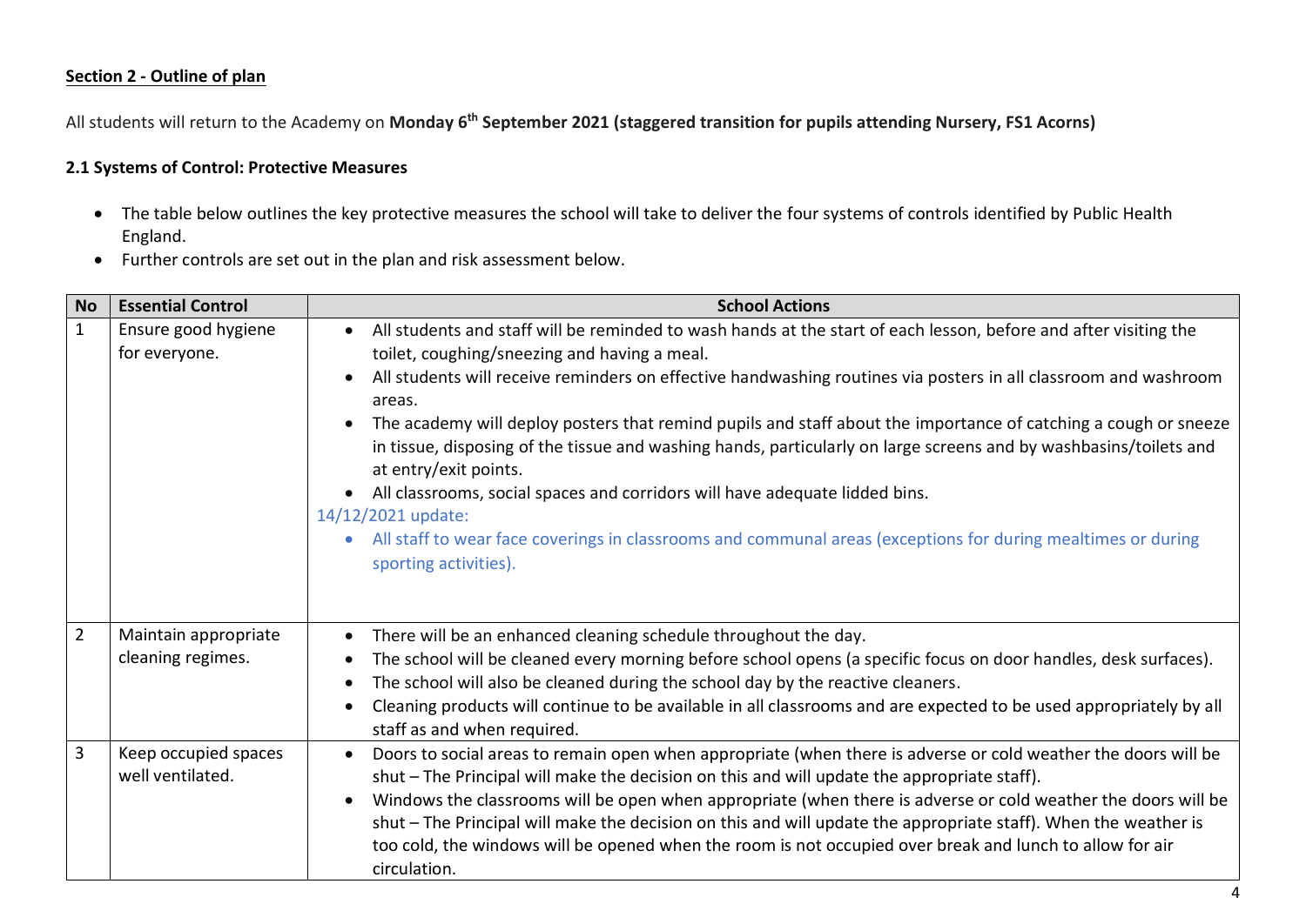## Section 2 - Outline of plan

All students will return to the Academy on **Monday 6th September 2021 (staggered transition for pupils attending Nursery, FS1 Acorns)**

### 2.1 Systems of Control: Protective Measures

- The table below outlines the key protective measures the school will take to deliver the four systems of controls identified by Public Health England.
- Further controls are set out in the plan and risk assessment below.

| No | Essential Control | School Actions |
| --- | --- | --- |
| 1 | Ensure good hygiene for everyone. | • All students and staff will be reminded to wash hands at the start of each lesson, before and after visiting the toilet, coughing/sneezing and having a meal.<br>• All students will receive reminders on effective handwashing routines via posters in all classroom and washroom areas.<br>• The academy will deploy posters that remind pupils and staff about the importance of catching a cough or sneeze in tissue, disposing of the tissue and washing hands, particularly on large screens and by washbasins/toilets and at entry/exit points.<br>• All classrooms, social spaces and corridors will have adequate lidded bins.<br>14/12/2021 update:<br>• All staff to wear face coverings in classrooms and communal areas (exceptions for during mealtimes or during sporting activities). |
| 2 | Maintain appropriate cleaning regimes. | • There will be an enhanced cleaning schedule throughout the day.<br>• The school will be cleaned every morning before school opens (a specific focus on door handles, desk surfaces).<br>• The school will also be cleaned during the school day by the reactive cleaners.<br>• Cleaning products will continue to be available in all classrooms and are expected to be used appropriately by all staff as and when required. |
| 3 | Keep occupied spaces well ventilated. | • Doors to social areas to remain open when appropriate (when there is adverse or cold weather the doors will be shut – The Principal will make the decision on this and will update the appropriate staff).<br>• Windows the classrooms will be open when appropriate (when there is adverse or cold weather the doors will be shut – The Principal will make the decision on this and will update the appropriate staff). When the weather is too cold, the windows will be opened when the room is not occupied over break and lunch to allow for air circulation. |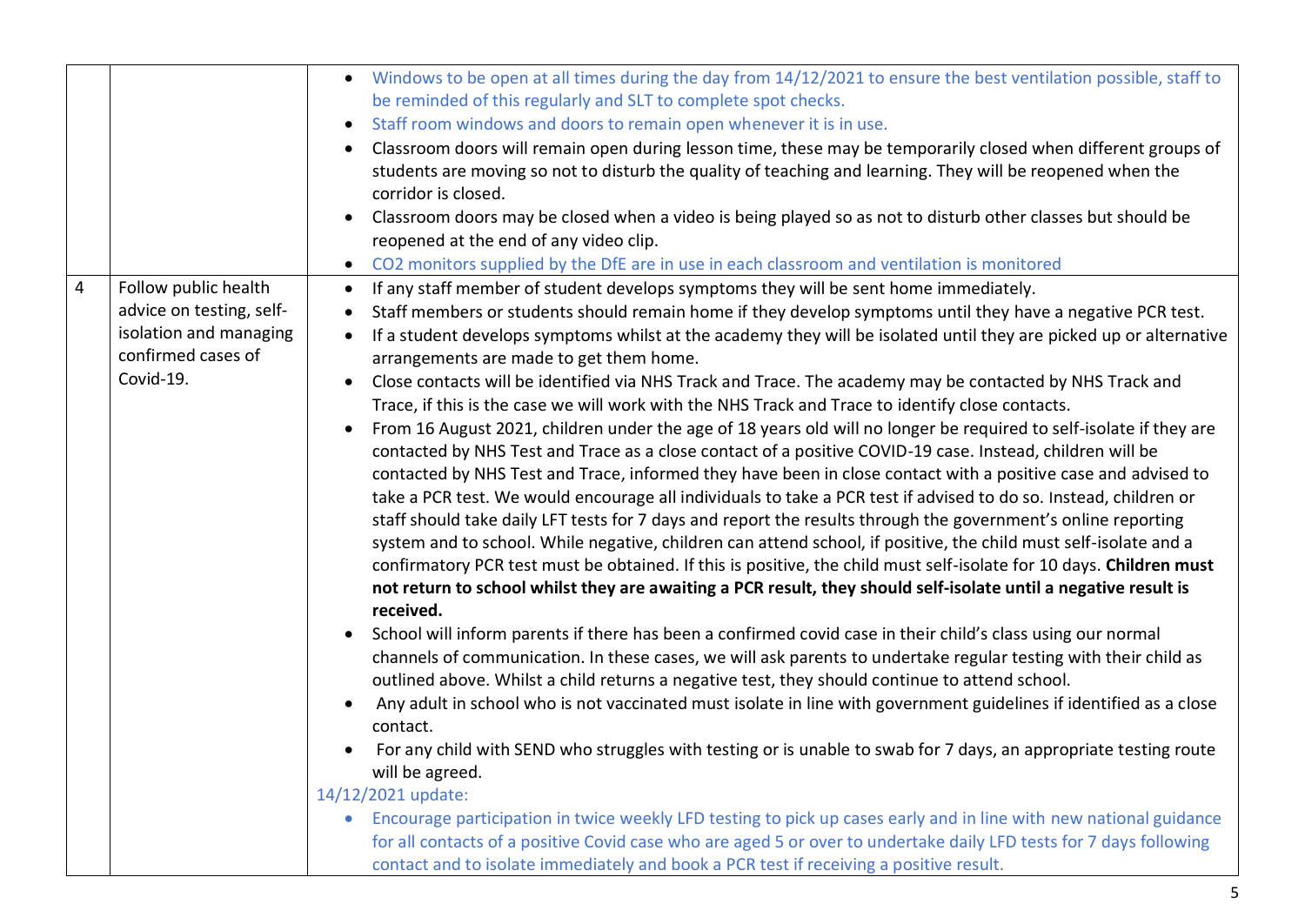| | | |
|---|---|---|
| | | • Windows to be open at all times during the day from 14/12/2021 to ensure the best ventilation possible, staff to be reminded of this regularly and SLT to complete spot checks.<br>• Staff room windows and doors to remain open whenever it is in use.<br>• Classroom doors will remain open during lesson time, these may be temporarily closed when different groups of students are moving so not to disturb the quality of teaching and learning. They will be reopened when the corridor is closed.<br>• Classroom doors may be closed when a video is being played so as not to disturb other classes but should be reopened at the end of any video clip.<br>• $CO_2$ monitors supplied by the DfE are in use in each classroom and ventilation is monitored |
| 4 | Follow public health advice on testing, self-isolation and managing confirmed cases of Covid-19. | • If any staff member of student develops symptoms they will be sent home immediately.<br>• Staff members or students should remain home if they develop symptoms until they have a negative PCR test.<br>• If a student develops symptoms whilst at the academy they will be isolated until they are picked up or alternative arrangements are made to get them home.<br>• Close contacts will be identified via NHS Track and Trace. The academy may be contacted by NHS Track and Trace, if this is the case we will work with the NHS Track and Trace to identify close contacts.<br>• From 16 August 2021, children under the age of 18 years old will no longer be required to self-isolate if they are contacted by NHS Test and Trace as a close contact of a positive COVID-19 case. Instead, children will be contacted by NHS Test and Trace, informed they have been in close contact with a positive case and advised to take a PCR test. We would encourage all individuals to take a PCR test if advised to do so. Instead, children or staff should take daily LFT tests for 7 days and report the results through the government's online reporting system and to school. While negative, children can attend school, if positive, the child must self-isolate and a confirmatory PCR test must be obtained. If this is positive, the child must self-isolate for 10 days. **Children must not return to school whilst they are awaiting a PCR result, they should self-isolate until a negative result is received.**<br>• School will inform parents if there has been a confirmed covid case in their child's class using our normal channels of communication. In these cases, we will ask parents to undertake regular testing with their child as outlined above. Whilst a child returns a negative test, they should continue to attend school.<br>• Any adult in school who is not vaccinated must isolate in line with government guidelines if identified as a close contact.<br>• For any child with SEND who struggles with testing or is unable to swab for 7 days, an appropriate testing route will be agreed.<br>14/12/2021 update:<br>• Encourage participation in twice weekly LFD testing to pick up cases early and in line with new national guidance for all contacts of a positive Covid case who are aged 5 or over to undertake daily LFD tests for 7 days following contact and to isolate immediately and book a PCR test if receiving a positive result. |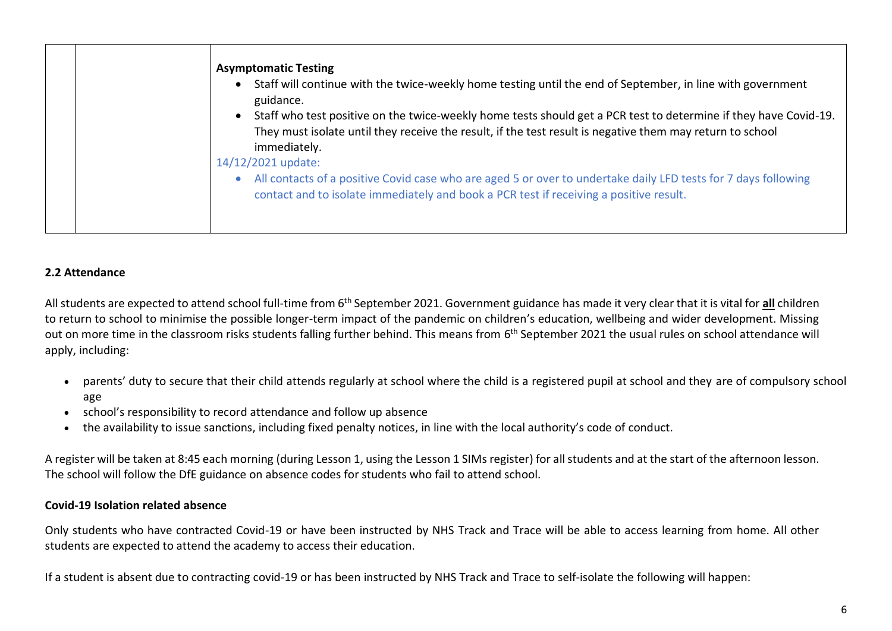| | | **Asymptomatic Testing**<br>• Staff will continue with the twice-weekly home testing until the end of September, in line with government guidance.<br>• Staff who test positive on the twice-weekly home tests should get a PCR test to determine if they have Covid-19. They must isolate until they receive the result, if the test result is negative them may return to school immediately.<br>14/12/2021 update:<br>• All contacts of a positive Covid case who are aged 5 or over to undertake daily LFD tests for 7 days following contact and to isolate immediately and book a PCR test if receiving a positive result. |
|---|---|---|

### 2.2 Attendance

All students are expected to attend school full-time from 6th September 2021. Government guidance has made it very clear that it is vital for **all** children to return to school to minimise the possible longer-term impact of the pandemic on children's education, wellbeing and wider development. Missing out on more time in the classroom risks students falling further behind. This means from 6th September 2021 the usual rules on school attendance will apply, including:

- parents' duty to secure that their child attends regularly at school where the child is a registered pupil at school and they are of compulsory school age
- school's responsibility to record attendance and follow up absence
- the availability to issue sanctions, including fixed penalty notices, in line with the local authority's code of conduct.

A register will be taken at 8:45 each morning (during Lesson 1, using the Lesson 1 SIMs register) for all students and at the start of the afternoon lesson. The school will follow the DfE guidance on absence codes for students who fail to attend school.

**Covid-19 Isolation related absence**

Only students who have contracted Covid-19 or have been instructed by NHS Track and Trace will be able to access learning from home. All other students are expected to attend the academy to access their education.

If a student is absent due to contracting covid-19 or has been instructed by NHS Track and Trace to self-isolate the following will happen: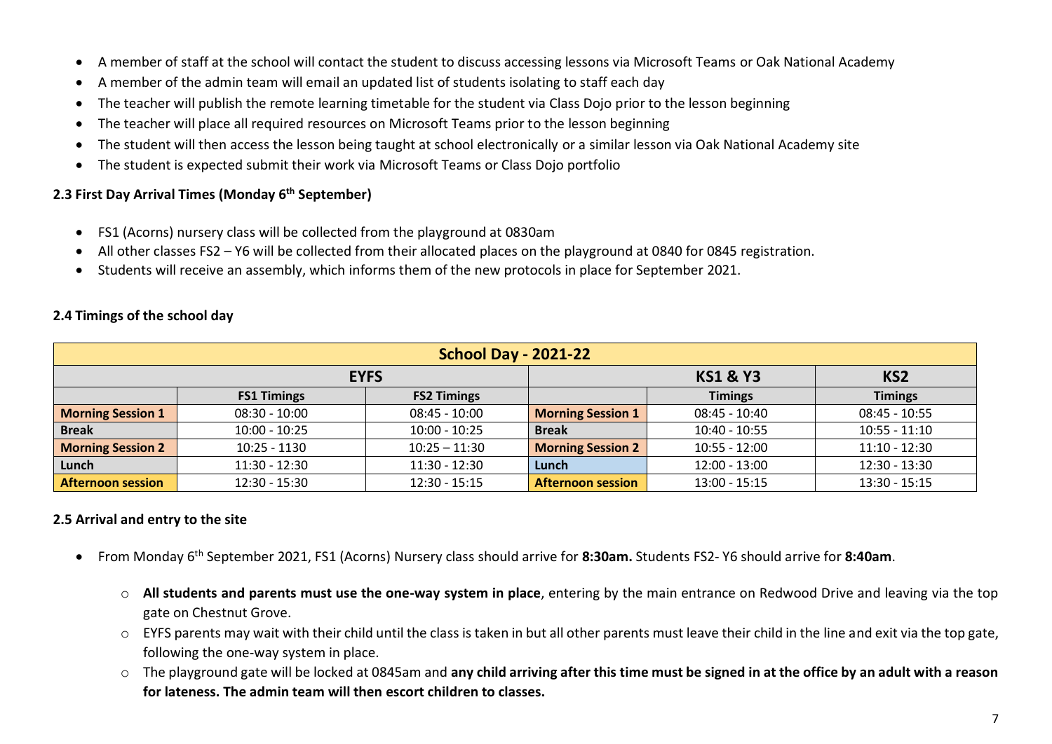- A member of staff at the school will contact the student to discuss accessing lessons via Microsoft Teams or Oak National Academy
- A member of the admin team will email an updated list of students isolating to staff each day
- The teacher will publish the remote learning timetable for the student via Class Dojo prior to the lesson beginning
- The teacher will place all required resources on Microsoft Teams prior to the lesson beginning
- The student will then access the lesson being taught at school electronically or a similar lesson via Oak National Academy site
- The student is expected submit their work via Microsoft Teams or Class Dojo portfolio

### 2.3 First Day Arrival Times (Monday 6th September)

- FS1 (Acorns) nursery class will be collected from the playground at 0830am
- All other classes FS2 – Y6 will be collected from their allocated places on the playground at 0840 for 0845 registration.
- Students will receive an assembly, which informs them of the new protocols in place for September 2021.

### 2.4 Timings of the school day

| School Day - 2021-22 | | | | | |
|---|---|---|---|---|---|
| EYFS | | | KS1 & Y3 | | KS2 |
| | FS1 Timings | FS2 Timings | | Timings | Timings |
| **Morning Session 1** | 08:30 - 10:00 | 08:45 - 10:00 | **Morning Session 1** | 08:45 - 10:40 | 08:45 - 10:55 |
| **Break** | 10:00 - 10:25 | 10:00 - 10:25 | **Break** | 10:40 - 10:55 | 10:55 - 11:10 |
| **Morning Session 2** | 10:25 - 1130 | 10:25 – 11:30 | **Morning Session 2** | 10:55 - 12:00 | 11:10 - 12:30 |
| **Lunch** | 11:30 - 12:30 | 11:30 - 12:30 | **Lunch** | 12:00 - 13:00 | 12:30 - 13:30 |
| **Afternoon session** | 12:30 - 15:30 | 12:30 - 15:15 | **Afternoon session** | 13:00 - 15:15 | 13:30 - 15:15 |

### 2.5 Arrival and entry to the site

- From Monday 6th September 2021, FS1 (Acorns) Nursery class should arrive for **8:30am.** Students FS2- Y6 should arrive for **8:40am**.
  - **All students and parents must use the one-way system in place**, entering by the main entrance on Redwood Drive and leaving via the top gate on Chestnut Grove.
  - EYFS parents may wait with their child until the class is taken in but all other parents must leave their child in the line and exit via the top gate, following the one-way system in place.
  - The playground gate will be locked at 0845am and **any child arriving after this time must be signed in at the office by an adult with a reason for lateness. The admin team will then escort children to classes.**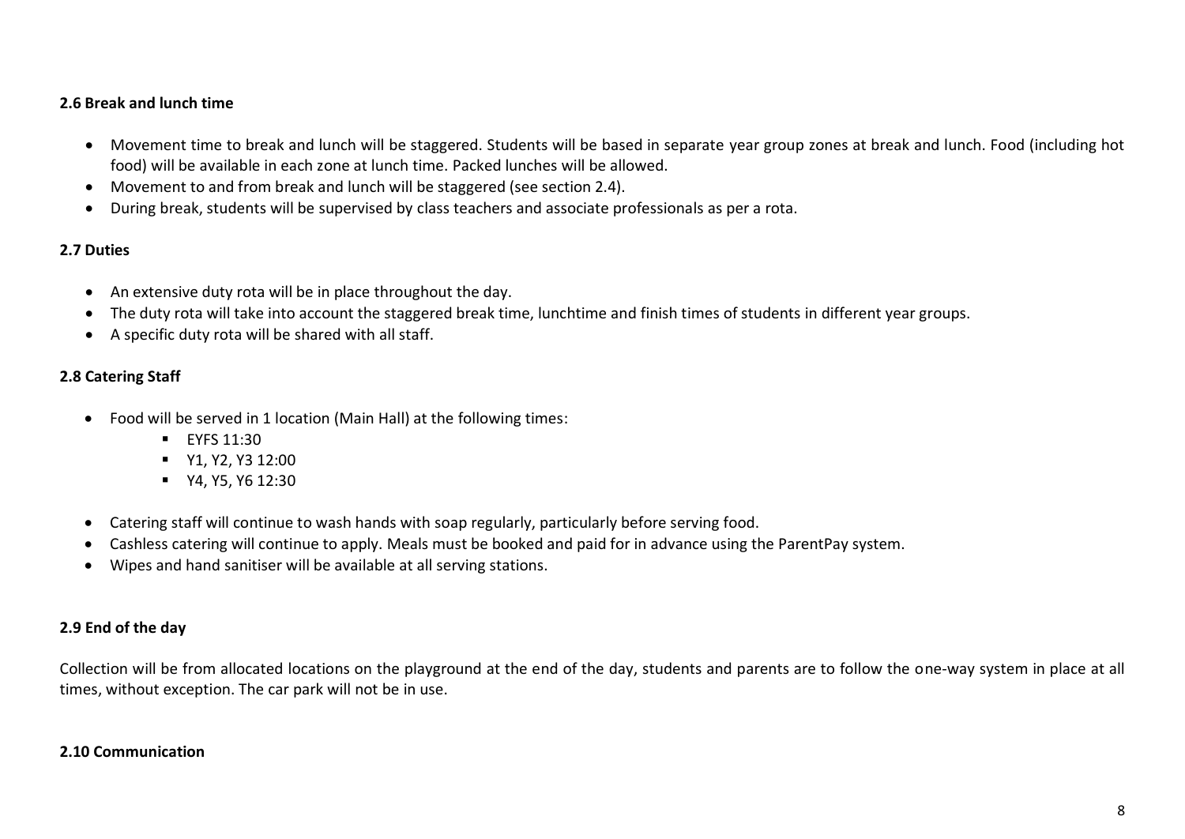### 2.6 Break and lunch time

- Movement time to break and lunch will be staggered. Students will be based in separate year group zones at break and lunch. Food (including hot food) will be available in each zone at lunch time. Packed lunches will be allowed.
- Movement to and from break and lunch will be staggered (see section 2.4).
- During break, students will be supervised by class teachers and associate professionals as per a rota.

### 2.7 Duties

- An extensive duty rota will be in place throughout the day.
- The duty rota will take into account the staggered break time, lunchtime and finish times of students in different year groups.
- A specific duty rota will be shared with all staff.

### 2.8 Catering Staff

- Food will be served in 1 location (Main Hall) at the following times:
    - EYFS 11:30
    - Y1, Y2, Y3 12:00
    - Y4, Y5, Y6 12:30
- Catering staff will continue to wash hands with soap regularly, particularly before serving food.
- Cashless catering will continue to apply. Meals must be booked and paid for in advance using the ParentPay system.
- Wipes and hand sanitiser will be available at all serving stations.

### 2.9 End of the day

Collection will be from allocated locations on the playground at the end of the day, students and parents are to follow the one-way system in place at all times, without exception. The car park will not be in use.

### 2.10 Communication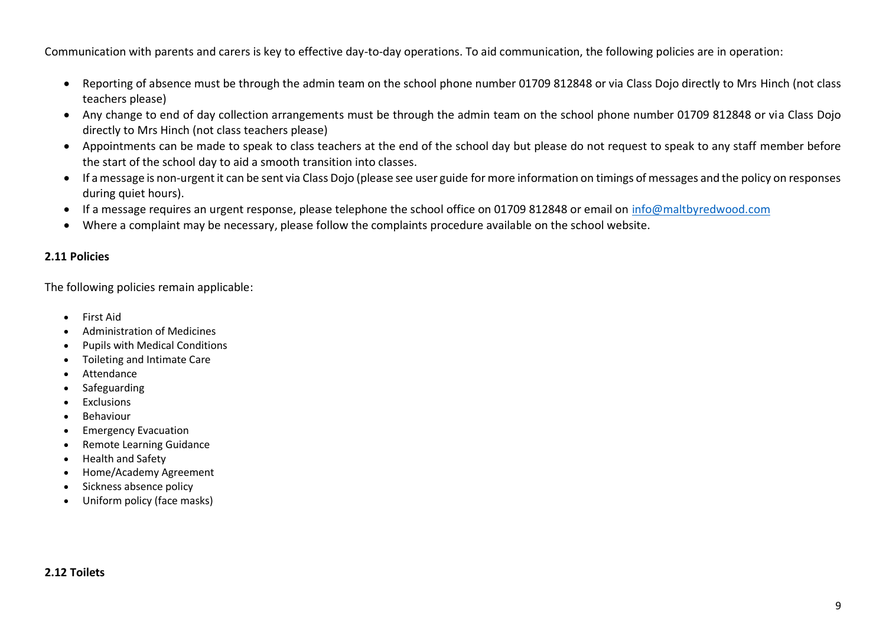Communication with parents and carers is key to effective day-to-day operations. To aid communication, the following policies are in operation:

- Reporting of absence must be through the admin team on the school phone number 01709 812848 or via Class Dojo directly to Mrs Hinch (not class teachers please)
- Any change to end of day collection arrangements must be through the admin team on the school phone number 01709 812848 or via Class Dojo directly to Mrs Hinch (not class teachers please)
- Appointments can be made to speak to class teachers at the end of the school day but please do not request to speak to any staff member before the start of the school day to aid a smooth transition into classes.
- If a message is non-urgent it can be sent via Class Dojo (please see user guide for more information on timings of messages and the policy on responses during quiet hours).
- If a message requires an urgent response, please telephone the school office on 01709 812848 or email on [info@maltbyredwood.com](mailto:info@maltbyredwood.com)
- Where a complaint may be necessary, please follow the complaints procedure available on the school website.

### 2.11 Policies

The following policies remain applicable:

- First Aid
- Administration of Medicines
- Pupils with Medical Conditions
- Toileting and Intimate Care
- Attendance
- Safeguarding
- Exclusions
- Behaviour
- Emergency Evacuation
- Remote Learning Guidance
- Health and Safety
- Home/Academy Agreement
- Sickness absence policy
- Uniform policy (face masks)

### 2.12 Toilets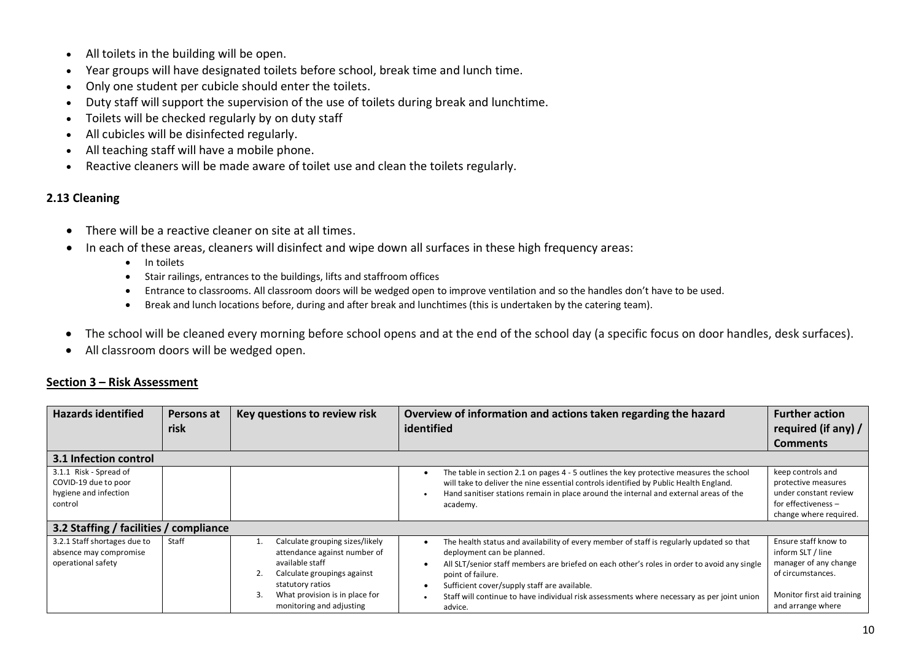- All toilets in the building will be open.
- Year groups will have designated toilets before school, break time and lunch time.
- Only one student per cubicle should enter the toilets.
- Duty staff will support the supervision of the use of toilets during break and lunchtime.
- Toilets will be checked regularly by on duty staff
- All cubicles will be disinfected regularly.
- All teaching staff will have a mobile phone.
- Reactive cleaners will be made aware of toilet use and clean the toilets regularly.

### 2.13 Cleaning

- There will be a reactive cleaner on site at all times.
- In each of these areas, cleaners will disinfect and wipe down all surfaces in these high frequency areas:
  - In toilets
  - Stair railings, entrances to the buildings, lifts and staffroom offices
  - Entrance to classrooms. All classroom doors will be wedged open to improve ventilation and so the handles don't have to be used.
  - Break and lunch locations before, during and after break and lunchtimes (this is undertaken by the catering team).
- The school will be cleaned every morning before school opens and at the end of the school day (a specific focus on door handles, desk surfaces).
- All classroom doors will be wedged open.

## Section 3 – Risk Assessment

| Hazards identified | Persons at risk | Key questions to review risk | Overview of information and actions taken regarding the hazard identified | Further action required (if any) / Comments |
|---|---|---|---|---|
| **3.1 Infection control** | | | | |
| 3.1.1 Risk - Spread of COVID-19 due to poor hygiene and infection control | | | • The table in section 2.1 on pages 4 - 5 outlines the key protective measures the school will take to deliver the nine essential controls identified by Public Health England.<br>• Hand sanitiser stations remain in place around the internal and external areas of the academy. | keep controls and protective measures under constant review for effectiveness – change where required. |
| **3.2 Staffing / facilities / compliance** | | | | |
| 3.2.1 Staff shortages due to absence may compromise operational safety | Staff | 1. Calculate grouping sizes/likely attendance against number of available staff<br>2. Calculate groupings against statutory ratios<br>3. What provision is in place for monitoring and adjusting | • The health status and availability of every member of staff is regularly updated so that deployment can be planned.<br>• All SLT/senior staff members are briefed on each other's roles in order to avoid any single point of failure.<br>• Sufficient cover/supply staff are available.<br>• Staff will continue to have individual risk assessments where necessary as per joint union advice. | Ensure staff know to inform SLT / line manager of any change of circumstances.<br><br>Monitor first aid training and arrange where |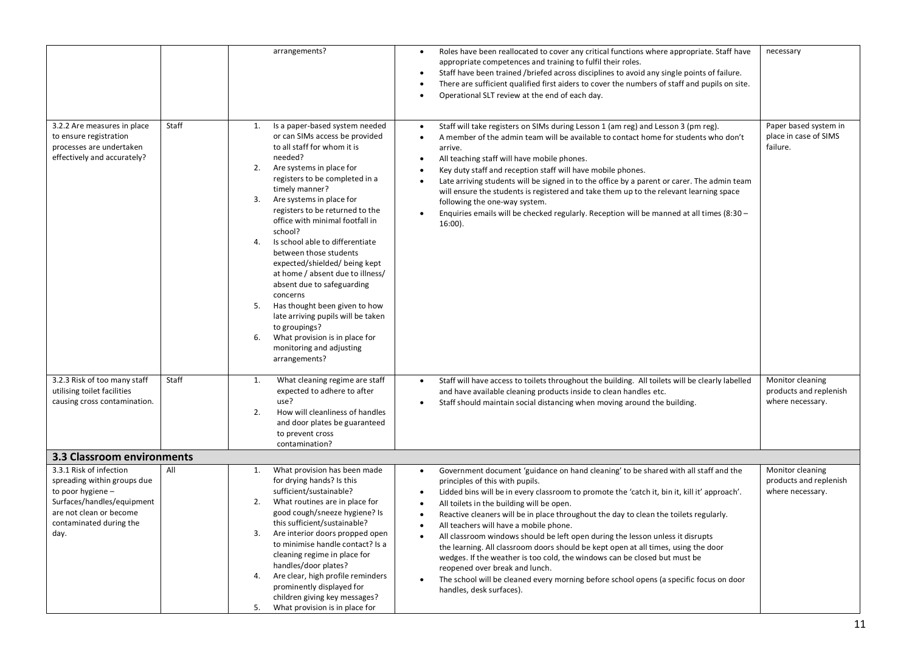| | | | | |
|---|---|---|---|---|
| | | arrangements? | • Roles have been reallocated to cover any critical functions where appropriate. Staff have appropriate competences and training to fulfil their roles.<br>• Staff have been trained /briefed across disciplines to avoid any single points of failure.<br>• There are sufficient qualified first aiders to cover the numbers of staff and pupils on site.<br>• Operational SLT review at the end of each day. | necessary |
| 3.2.2 Are measures in place to ensure registration processes are undertaken effectively and accurately? | Staff | 1. Is a paper-based system needed or can SIMs access be provided to all staff for whom it is needed?<br>2. Are systems in place for registers to be completed in a timely manner?<br>3. Are systems in place for registers to be returned to the office with minimal footfall in school?<br>4. Is school able to differentiate between those students expected/shielded/ being kept at home / absent due to illness/ absent due to safeguarding concerns<br>5. Has thought been given to how late arriving pupils will be taken to groupings?<br>6. What provision is in place for monitoring and adjusting arrangements? | • Staff will take registers on SIMs during Lesson 1 (am reg) and Lesson 3 (pm reg).<br>• A member of the admin team will be available to contact home for students who don't arrive.<br>• All teaching staff will have mobile phones.<br>• Key duty staff and reception staff will have mobile phones.<br>• Late arriving students will be signed in to the office by a parent or carer. The admin team will ensure the students is registered and take them up to the relevant learning space following the one-way system.<br>• Enquiries emails will be checked regularly. Reception will be manned at all times (8:30 – 16:00). | Paper based system in place in case of SIMS failure. |
| 3.2.3 Risk of too many staff utilising toilet facilities causing cross contamination. | Staff | 1. What cleaning regime are staff expected to adhere to after use?<br>2. How will cleanliness of handles and door plates be guaranteed to prevent cross contamination? | • Staff will have access to toilets throughout the building. All toilets will be clearly labelled and have available cleaning products inside to clean handles etc.<br>• Staff should maintain social distancing when moving around the building. | Monitor cleaning products and replenish where necessary. |
| **3.3 Classroom environments** | | | | |
| 3.3.1 Risk of infection spreading within groups due to poor hygiene – Surfaces/handles/equipment are not clean or become contaminated during the day. | All | 1. What provision has been made for drying hands? Is this sufficient/sustainable?<br>2. What routines are in place for good cough/sneeze hygiene? Is this sufficient/sustainable?<br>3. Are interior doors propped open to minimise handle contact? Is a cleaning regime in place for handles/door plates?<br>4. Are clear, high profile reminders prominently displayed for children giving key messages?<br>5. What provision is in place for | • Government document 'guidance on hand cleaning' to be shared with all staff and the principles of this with pupils.<br>• Lidded bins will be in every classroom to promote the 'catch it, bin it, kill it' approach'.<br>• All toilets in the building will be open.<br>• Reactive cleaners will be in place throughout the day to clean the toilets regularly.<br>• All teachers will have a mobile phone.<br>• All classroom windows should be left open during the lesson unless it disrupts the learning. All classroom doors should be kept open at all times, using the door wedges. If the weather is too cold, the windows can be closed but must be reopened over break and lunch.<br>• The school will be cleaned every morning before school opens (a specific focus on door handles, desk surfaces). | Monitor cleaning products and replenish where necessary. |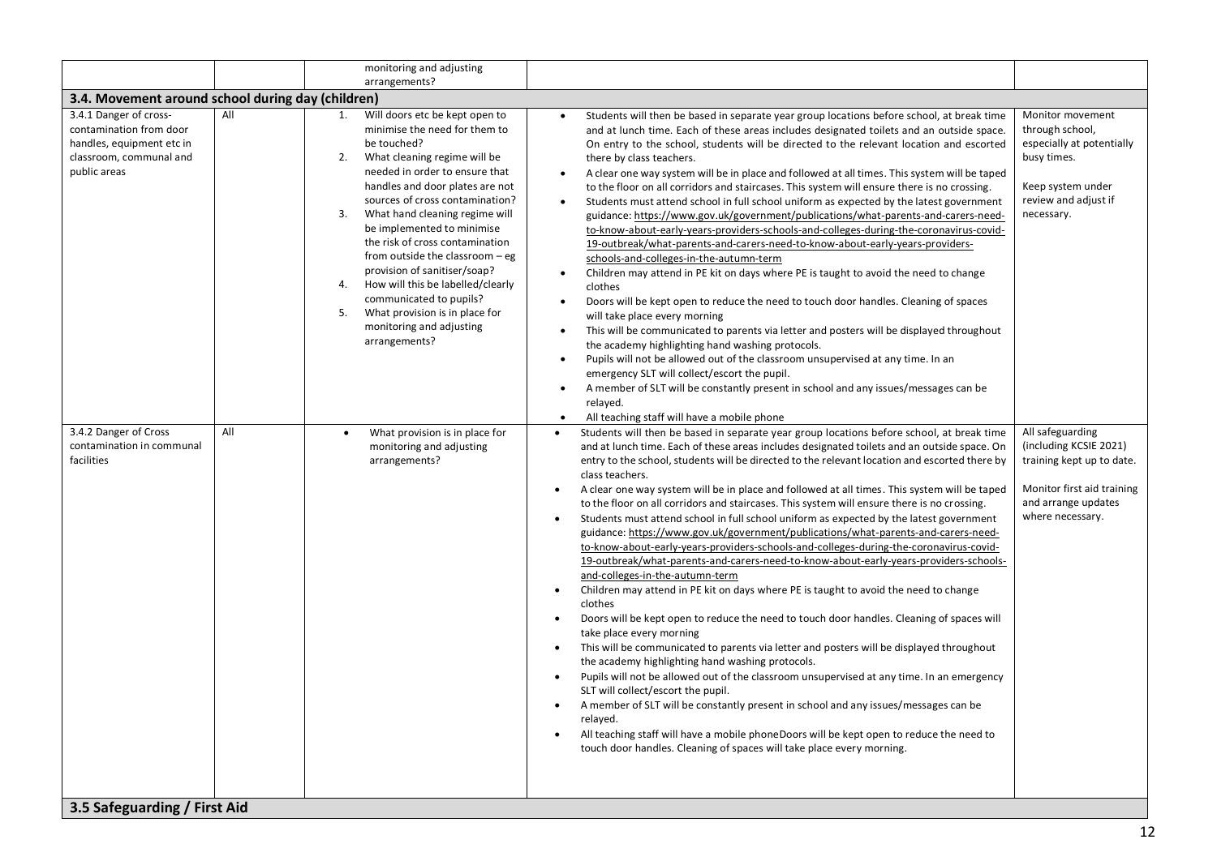| | | monitoring and adjusting arrangements? | | |
|---|---|---|---|---|
| **3.4. Movement around school during day (children)** | | | | |
| 3.4.1 Danger of cross-contamination from door handles, equipment etc in classroom, communal and public areas | All | 1. Will doors etc be kept open to minimise the need for them to be touched?<br>2. What cleaning regime will be needed in order to ensure that handles and door plates are not sources of cross contamination?<br>3. What hand cleaning regime will be implemented to minimise the risk of cross contamination from outside the classroom – eg provision of sanitiser/soap?<br>4. How will this be labelled/clearly communicated to pupils?<br>5. What provision is in place for monitoring and adjusting arrangements? | • Students will then be based in separate year group locations before school, at break time and at lunch time. Each of these areas includes designated toilets and an outside space. On entry to the school, students will be directed to the relevant location and escorted there by class teachers.<br>• A clear one way system will be in place and followed at all times. This system will be taped to the floor on all corridors and staircases. This system will ensure there is no crossing.<br>• Students must attend school in full school uniform as expected by the latest government guidance: https://www.gov.uk/government/publications/what-parents-and-carers-need-to-know-about-early-years-providers-schools-and-colleges-during-the-coronavirus-covid-19-outbreak/what-parents-and-carers-need-to-know-about-early-years-providers-schools-and-colleges-in-the-autumn-term<br>• Children may attend in PE kit on days where PE is taught to avoid the need to change clothes<br>• Doors will be kept open to reduce the need to touch door handles. Cleaning of spaces will take place every morning<br>• This will be communicated to parents via letter and posters will be displayed throughout the academy highlighting hand washing protocols.<br>• Pupils will not be allowed out of the classroom unsupervised at any time. In an emergency SLT will collect/escort the pupil.<br>• A member of SLT will be constantly present in school and any issues/messages can be relayed.<br>• All teaching staff will have a mobile phone | Monitor movement through school, especially at potentially busy times.<br><br>Keep system under review and adjust if necessary. |
| 3.4.2 Danger of Cross contamination in communal facilities | All | • What provision is in place for monitoring and adjusting arrangements? | • Students will then be based in separate year group locations before school, at break time and at lunch time. Each of these areas includes designated toilets and an outside space. On entry to the school, students will be directed to the relevant location and escorted there by class teachers.<br>• A clear one way system will be in place and followed at all times. This system will be taped to the floor on all corridors and staircases. This system will ensure there is no crossing.<br>• Students must attend school in full school uniform as expected by the latest government guidance: https://www.gov.uk/government/publications/what-parents-and-carers-need-to-know-about-early-years-providers-schools-and-colleges-during-the-coronavirus-covid-19-outbreak/what-parents-and-carers-need-to-know-about-early-years-providers-schools-and-colleges-in-the-autumn-term<br>• Children may attend in PE kit on days where PE is taught to avoid the need to change clothes<br>• Doors will be kept open to reduce the need to touch door handles. Cleaning of spaces will take place every morning<br>• This will be communicated to parents via letter and posters will be displayed throughout the academy highlighting hand washing protocols.<br>• Pupils will not be allowed out of the classroom unsupervised at any time. In an emergency SLT will collect/escort the pupil.<br>• A member of SLT will be constantly present in school and any issues/messages can be relayed.<br>• All teaching staff will have a mobile phoneDoors will be kept open to reduce the need to touch door handles. Cleaning of spaces will take place every morning. | All safeguarding (including KCSIE 2021) training kept up to date.<br><br>Monitor first aid training and arrange updates where necessary. |
| **3.5 Safeguarding / First Aid** | | | | |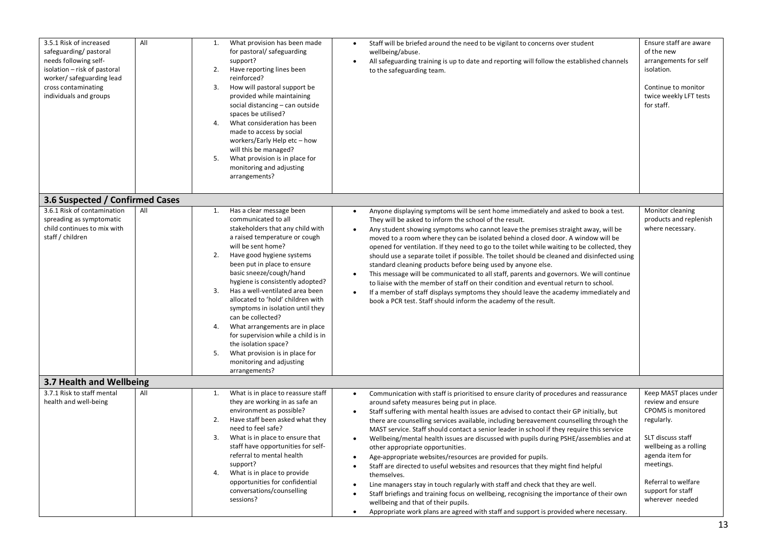| | | | | |
|---|---|---|---|---|
| 3.5.1 Risk of increased safeguarding/ pastoral needs following self-isolation – risk of pastoral worker/ safeguarding lead cross contaminating individuals and groups | All | 1. What provision has been made for pastoral/ safeguarding support?<br>2. Have reporting lines been reinforced?<br>3. How will pastoral support be provided while maintaining social distancing – can outside spaces be utilised?<br>4. What consideration has been made to access by social workers/Early Help etc – how will this be managed?<br>5. What provision is in place for monitoring and adjusting arrangements? | • Staff will be briefed around the need to be vigilant to concerns over student wellbeing/abuse.<br>• All safeguarding training is up to date and reporting will follow the established channels to the safeguarding team. | Ensure staff are aware of the new arrangements for self isolation.<br><br>Continue to monitor twice weekly LFT tests for staff. |
| **3.6 Suspected / Confirmed Cases** | | | | |
| 3.6.1 Risk of contamination spreading as symptomatic child continues to mix with staff / children | All | 1. Has a clear message been communicated to all stakeholders that any child with a raised temperature or cough will be sent home?<br>2. Have good hygiene systems been put in place to ensure basic sneeze/cough/hand hygiene is consistently adopted?<br>3. Has a well-ventilated area been allocated to 'hold' children with symptoms in isolation until they can be collected?<br>4. What arrangements are in place for supervision while a child is in the isolation space?<br>5. What provision is in place for monitoring and adjusting arrangements? | • Anyone displaying symptoms will be sent home immediately and asked to book a test. They will be asked to inform the school of the result.<br>• Any student showing symptoms who cannot leave the premises straight away, will be moved to a room where they can be isolated behind a closed door. A window will be opened for ventilation. If they need to go to the toilet while waiting to be collected, they should use a separate toilet if possible. The toilet should be cleaned and disinfected using standard cleaning products before being used by anyone else.<br>• This message will be communicated to all staff, parents and governors. We will continue to liaise with the member of staff on their condition and eventual return to school.<br>• If a member of staff displays symptoms they should leave the academy immediately and book a PCR test. Staff should inform the academy of the result. | Monitor cleaning products and replenish where necessary. |
| **3.7 Health and Wellbeing** | | | | |
| 3.7.1 Risk to staff mental health and well-being | All | 1. What is in place to reassure staff they are working in as safe an environment as possible?<br>2. Have staff been asked what they need to feel safe?<br>3. What is in place to ensure that staff have opportunities for self-referral to mental health support?<br>4. What is in place to provide opportunities for confidential conversations/counselling sessions? | • Communication with staff is prioritised to ensure clarity of procedures and reassurance around safety measures being put in place.<br>• Staff suffering with mental health issues are advised to contact their GP initially, but there are counselling services available, including bereavement counselling through the MAST service. Staff should contact a senior leader in school if they require this service<br>• Wellbeing/mental health issues are discussed with pupils during PSHE/assemblies and at other appropriate opportunities.<br>• Age-appropriate websites/resources are provided for pupils.<br>• Staff are directed to useful websites and resources that they might find helpful themselves.<br>• Line managers stay in touch regularly with staff and check that they are well.<br>• Staff briefings and training focus on wellbeing, recognising the importance of their own wellbeing and that of their pupils.<br>• Appropriate work plans are agreed with staff and support is provided where necessary. | Keep MAST places under review and ensure CPOMS is monitored regularly.<br><br>SLT discuss staff wellbeing as a rolling agenda item for meetings.<br><br>Referral to welfare support for staff wherever needed |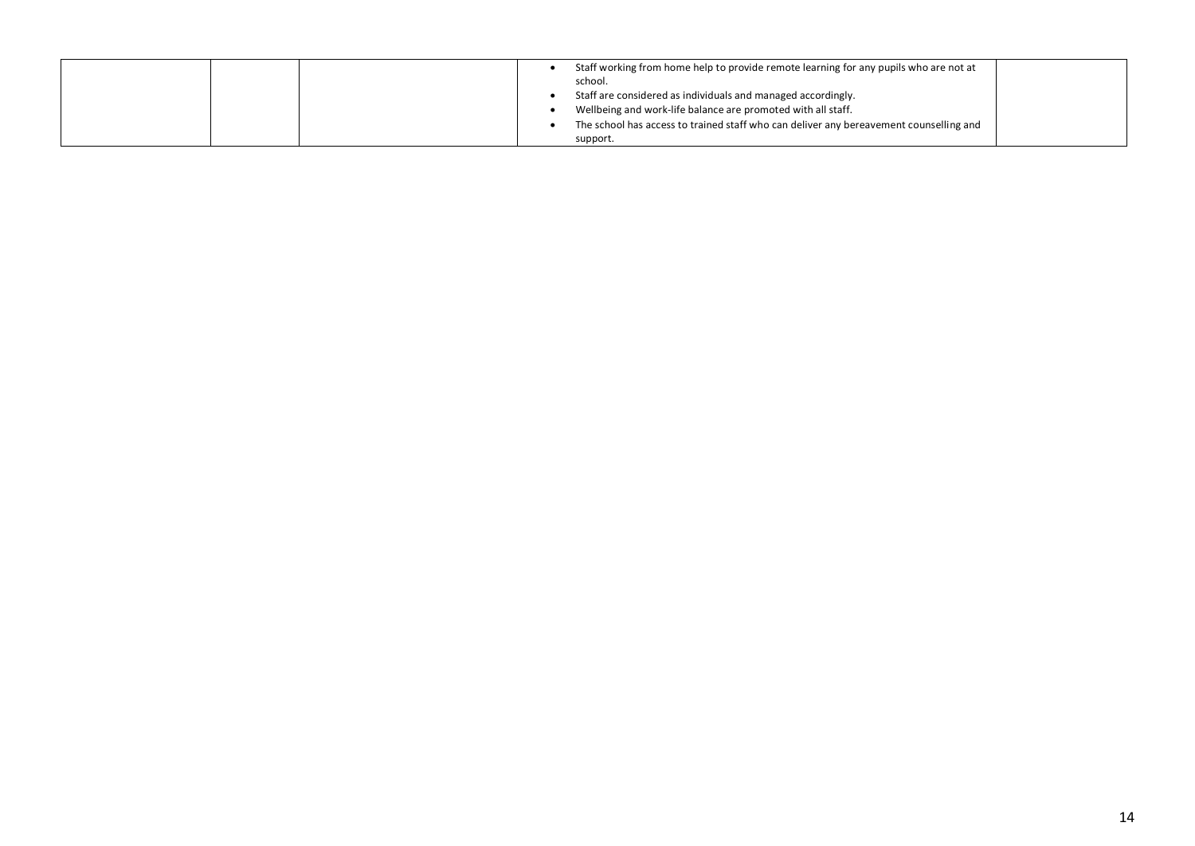| | | | | |
|---|---|---|---|---|
| | | | • Staff working from home help to provide remote learning for any pupils who are not at school.<br>• Staff are considered as individuals and managed accordingly.<br>• Wellbeing and work-life balance are promoted with all staff.<br>• The school has access to trained staff who can deliver any bereavement counselling and support. | |